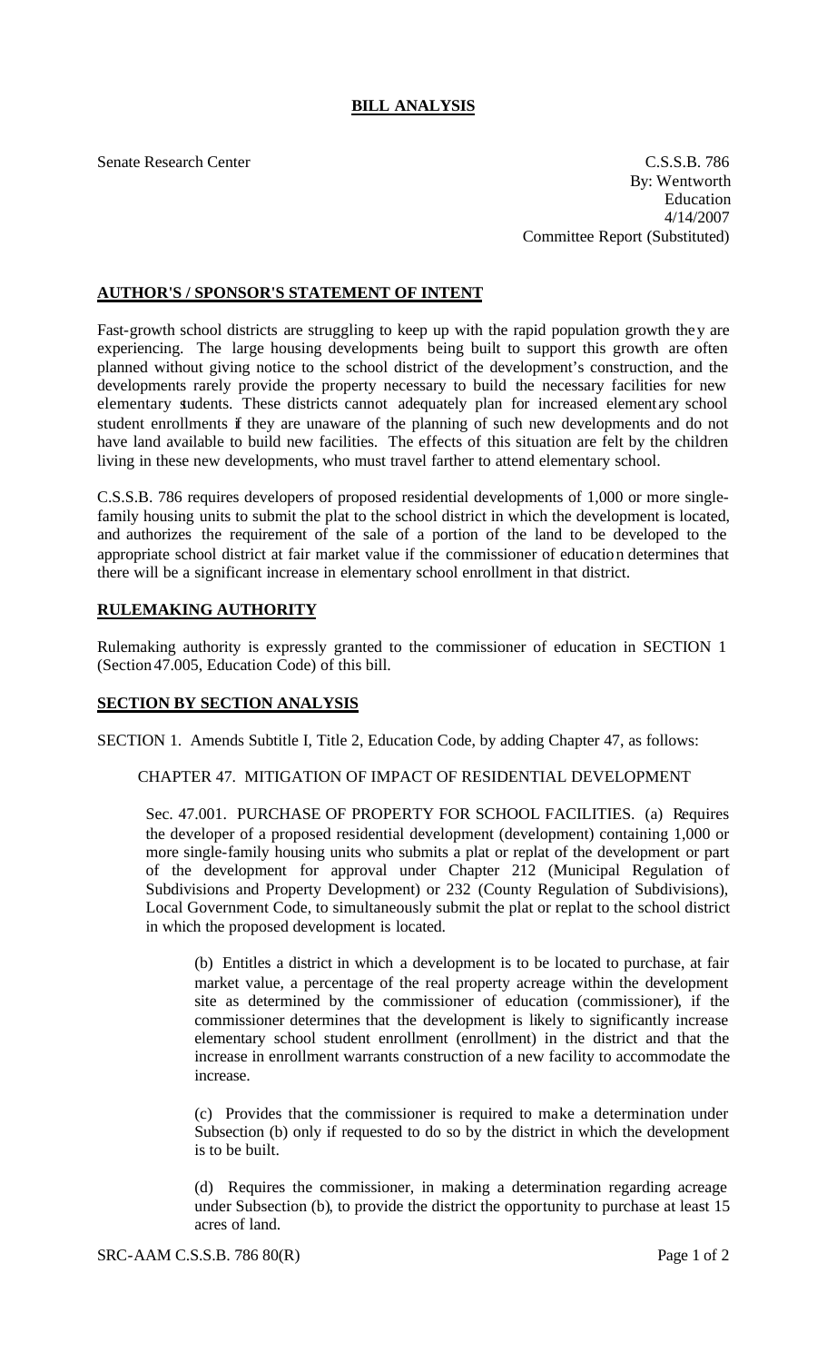## BILL ANALYSIS

Senate Research Center

C.S.S.B. 786
By: Wentworth
Education
4/14/2007
Committee Report (Substituted)

### AUTHOR'S / SPONSOR'S STATEMENT OF INTENT

Fast-growth school districts are struggling to keep up with the rapid population growth they are experiencing. The large housing developments being built to support this growth are often planned without giving notice to the school district of the development's construction, and the developments rarely provide the property necessary to build the necessary facilities for new elementary students. These districts cannot adequately plan for increased elementary school student enrollments if they are unaware of the planning of such new developments and do not have land available to build new facilities. The effects of this situation are felt by the children living in these new developments, who must travel farther to attend elementary school.

C.S.S.B. 786 requires developers of proposed residential developments of 1,000 or more single-family housing units to submit the plat to the school district in which the development is located, and authorizes the requirement of the sale of a portion of the land to be developed to the appropriate school district at fair market value if the commissioner of education determines that there will be a significant increase in elementary school enrollment in that district.

### RULEMAKING AUTHORITY

Rulemaking authority is expressly granted to the commissioner of education in SECTION 1 (Section 47.005, Education Code) of this bill.

### SECTION BY SECTION ANALYSIS

SECTION 1. Amends Subtitle I, Title 2, Education Code, by adding Chapter 47, as follows:

CHAPTER 47. MITIGATION OF IMPACT OF RESIDENTIAL DEVELOPMENT

Sec. 47.001. PURCHASE OF PROPERTY FOR SCHOOL FACILITIES. (a) Requires the developer of a proposed residential development (development) containing 1,000 or more single-family housing units who submits a plat or replat of the development or part of the development for approval under Chapter 212 (Municipal Regulation of Subdivisions and Property Development) or 232 (County Regulation of Subdivisions), Local Government Code, to simultaneously submit the plat or replat to the school district in which the proposed development is located.

(b) Entitles a district in which a development is to be located to purchase, at fair market value, a percentage of the real property acreage within the development site as determined by the commissioner of education (commissioner), if the commissioner determines that the development is likely to significantly increase elementary school student enrollment (enrollment) in the district and that the increase in enrollment warrants construction of a new facility to accommodate the increase.

(c) Provides that the commissioner is required to make a determination under Subsection (b) only if requested to do so by the district in which the development is to be built.

(d) Requires the commissioner, in making a determination regarding acreage under Subsection (b), to provide the district the opportunity to purchase at least 15 acres of land.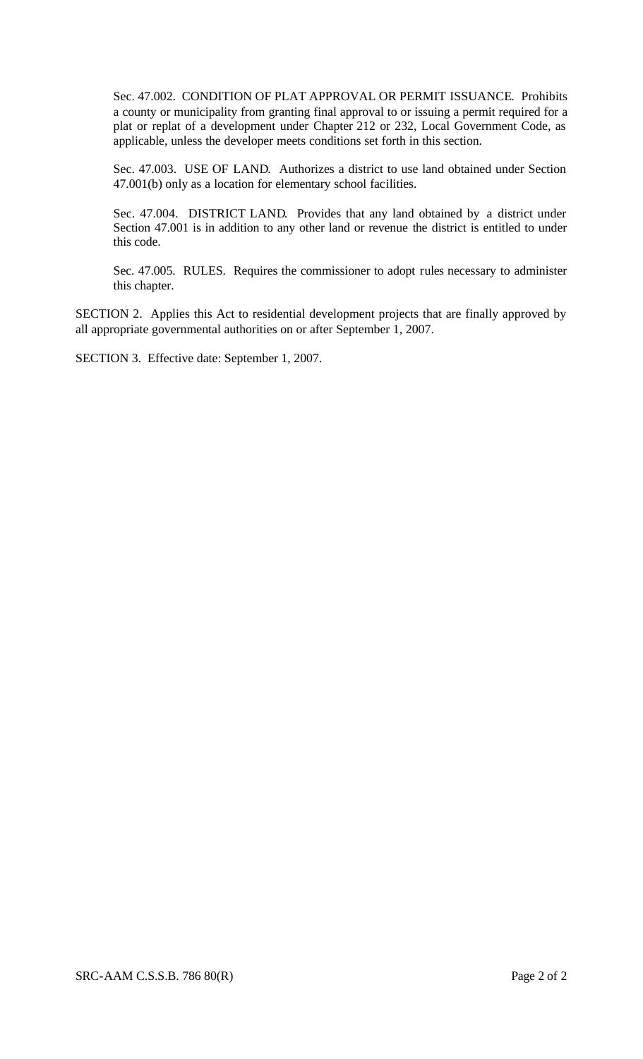Sec. 47.002. CONDITION OF PLAT APPROVAL OR PERMIT ISSUANCE. Prohibits a county or municipality from granting final approval to or issuing a permit required for a plat or replat of a development under Chapter 212 or 232, Local Government Code, as applicable, unless the developer meets conditions set forth in this section.

Sec. 47.003. USE OF LAND. Authorizes a district to use land obtained under Section 47.001(b) only as a location for elementary school facilities.

Sec. 47.004. DISTRICT LAND. Provides that any land obtained by a district under Section 47.001 is in addition to any other land or revenue the district is entitled to under this code.

Sec. 47.005. RULES. Requires the commissioner to adopt rules necessary to administer this chapter.

SECTION 2. Applies this Act to residential development projects that are finally approved by all appropriate governmental authorities on or after September 1, 2007.

SECTION 3. Effective date: September 1, 2007.